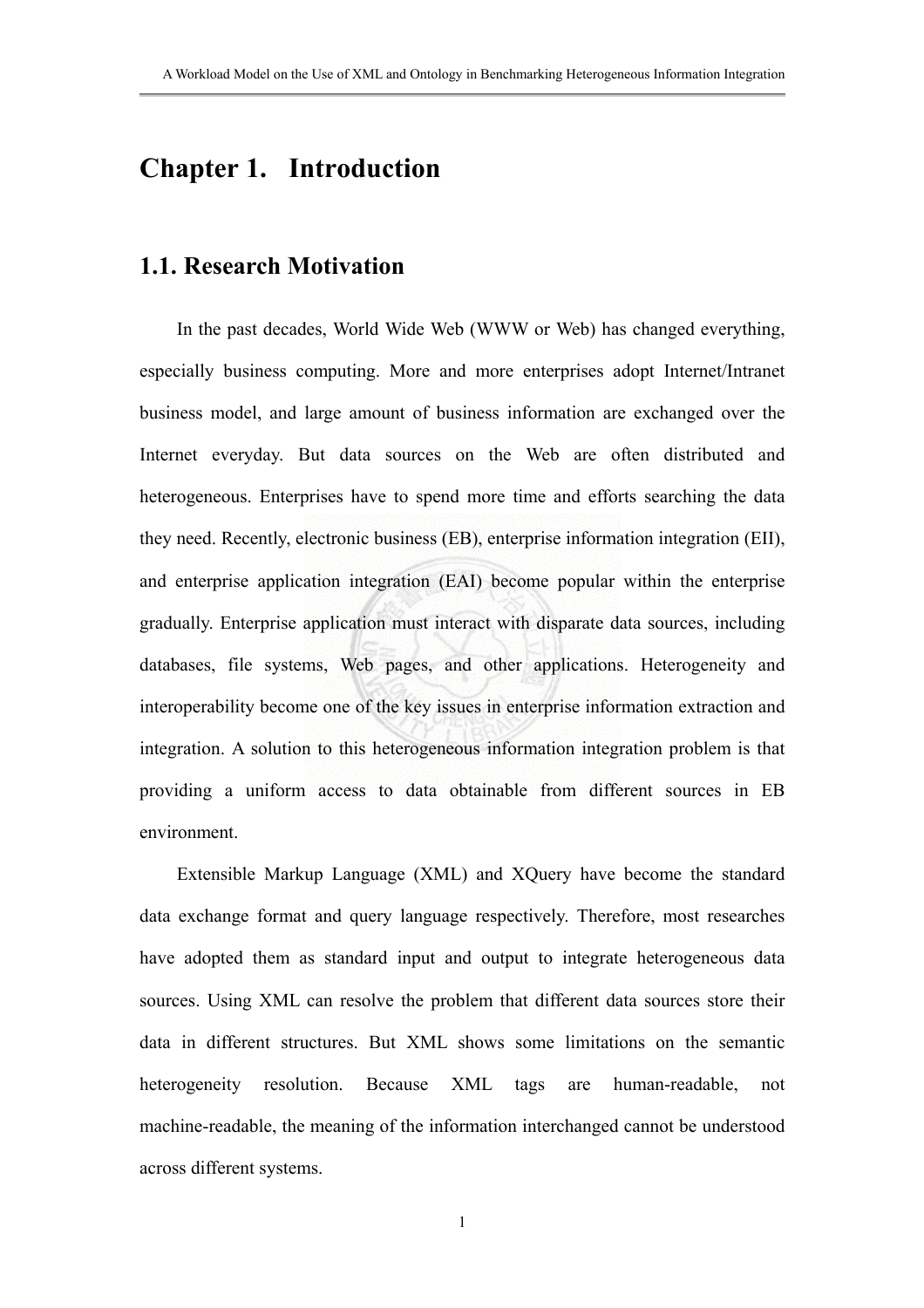# Chapter 1. Introduction

## 1.1. Research Motivation

In the past decades, World Wide Web (WWW or Web) has changed everything, especially business computing. More and more enterprises adopt Internet/Intranet business model, and large amount of business information are exchanged over the Internet everyday. But data sources on the Web are often distributed and heterogeneous. Enterprises have to spend more time and efforts searching the data they need. Recently, electronic business (EB), enterprise information integration (EII), and enterprise application integration (EAI) become popular within the enterprise gradually. Enterprise application must interact with disparate data sources, including databases, file systems, Web pages, and other applications. Heterogeneity and interoperability become one of the key issues in enterprise information extraction and integration. A solution to this heterogeneous information integration problem is that providing a uniform access to data obtainable from different sources in EB environment.

Extensible Markup Language (XML) and XQuery have become the standard data exchange format and query language respectively. Therefore, most researches have adopted them as standard input and output to integrate heterogeneous data sources. Using XML can resolve the problem that different data sources store their data in different structures. But XML shows some limitations on the semantic heterogeneity resolution. Because XML tags are human-readable, not machine-readable, the meaning of the information interchanged cannot be understood across different systems.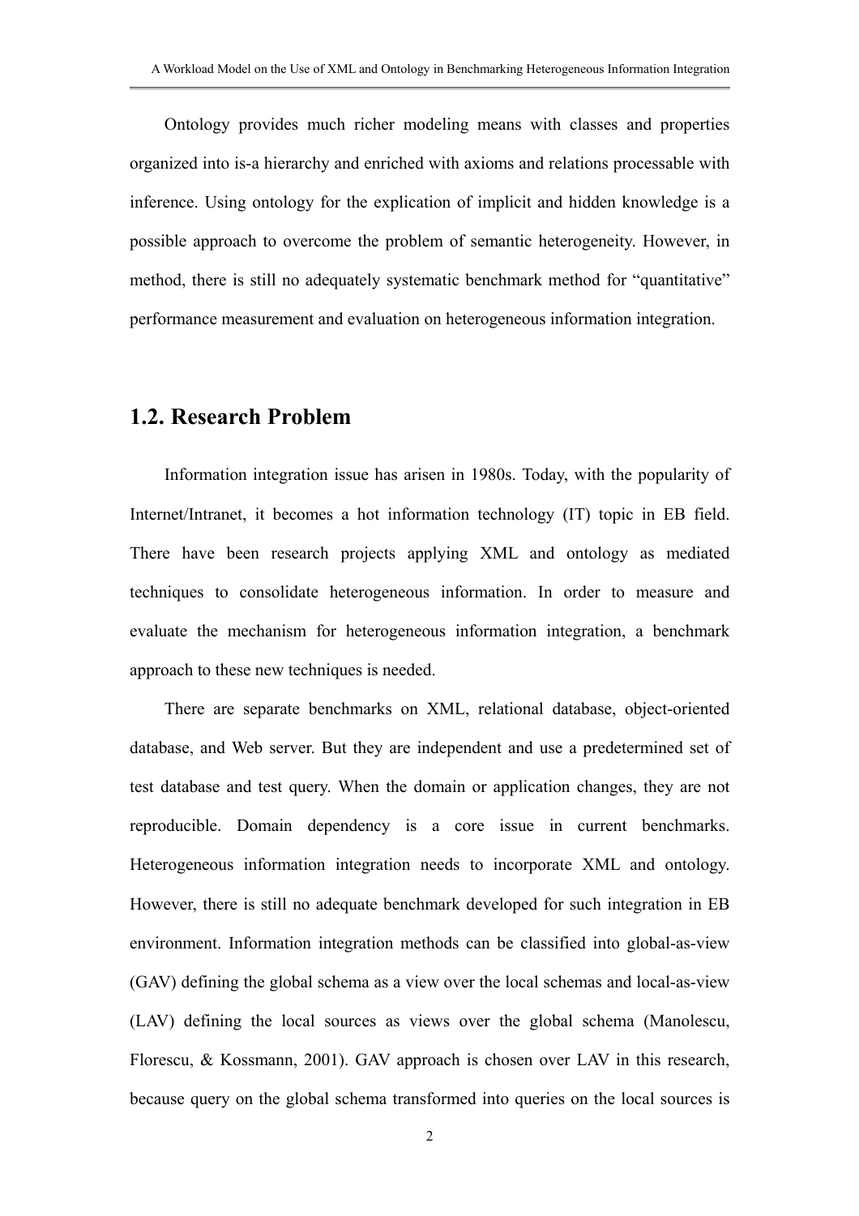Ontology provides much richer modeling means with classes and properties organized into is-a hierarchy and enriched with axioms and relations processable with inference. Using ontology for the explication of implicit and hidden knowledge is a possible approach to overcome the problem of semantic heterogeneity. However, in method, there is still no adequately systematic benchmark method for "quantitative" performance measurement and evaluation on heterogeneous information integration.

## 1.2. Research Problem

Information integration issue has arisen in 1980s. Today, with the popularity of Internet/Intranet, it becomes a hot information technology (IT) topic in EB field. There have been research projects applying XML and ontology as mediated techniques to consolidate heterogeneous information. In order to measure and evaluate the mechanism for heterogeneous information integration, a benchmark approach to these new techniques is needed.

There are separate benchmarks on XML, relational database, object-oriented database, and Web server. But they are independent and use a predetermined set of test database and test query. When the domain or application changes, they are not reproducible. Domain dependency is a core issue in current benchmarks. Heterogeneous information integration needs to incorporate XML and ontology. However, there is still no adequate benchmark developed for such integration in EB environment. Information integration methods can be classified into global-as-view (GAV) defining the global schema as a view over the local schemas and local-as-view (LAV) defining the local sources as views over the global schema (Manolescu, Florescu, & Kossmann, 2001). GAV approach is chosen over LAV in this research, because query on the global schema transformed into queries on the local sources is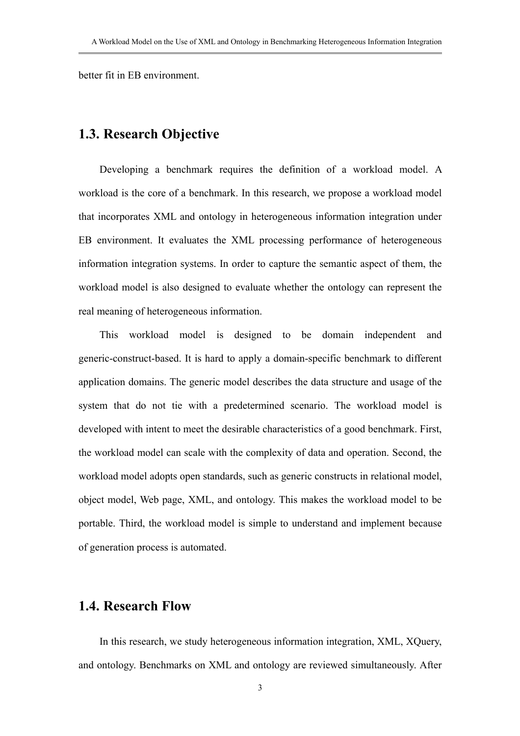better fit in EB environment.

## 1.3. Research Objective

Developing a benchmark requires the definition of a workload model. A workload is the core of a benchmark. In this research, we propose a workload model that incorporates XML and ontology in heterogeneous information integration under EB environment. It evaluates the XML processing performance of heterogeneous information integration systems. In order to capture the semantic aspect of them, the workload model is also designed to evaluate whether the ontology can represent the real meaning of heterogeneous information.

This workload model is designed to be domain independent and generic-construct-based. It is hard to apply a domain-specific benchmark to different application domains. The generic model describes the data structure and usage of the system that do not tie with a predetermined scenario. The workload model is developed with intent to meet the desirable characteristics of a good benchmark. First, the workload model can scale with the complexity of data and operation. Second, the workload model adopts open standards, such as generic constructs in relational model, object model, Web page, XML, and ontology. This makes the workload model to be portable. Third, the workload model is simple to understand and implement because of generation process is automated.

## 1.4. Research Flow

In this research, we study heterogeneous information integration, XML, XQuery, and ontology. Benchmarks on XML and ontology are reviewed simultaneously. After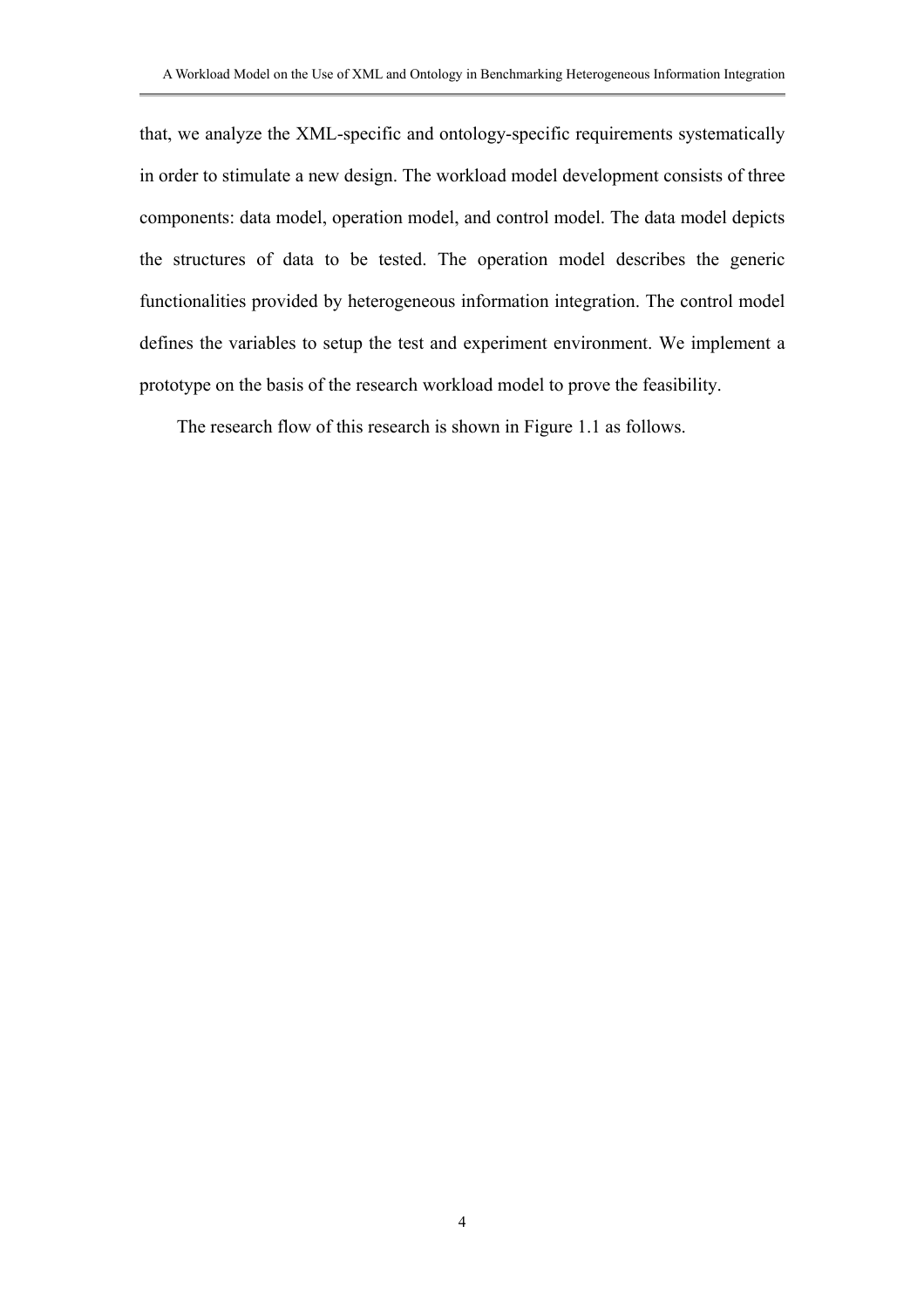that, we analyze the XML-specific and ontology-specific requirements systematically in order to stimulate a new design. The workload model development consists of three components: data model, operation model, and control model. The data model depicts the structures of data to be tested. The operation model describes the generic functionalities provided by heterogeneous information integration. The control model defines the variables to setup the test and experiment environment. We implement a prototype on the basis of the research workload model to prove the feasibility.

The research flow of this research is shown in Figure 1.1 as follows.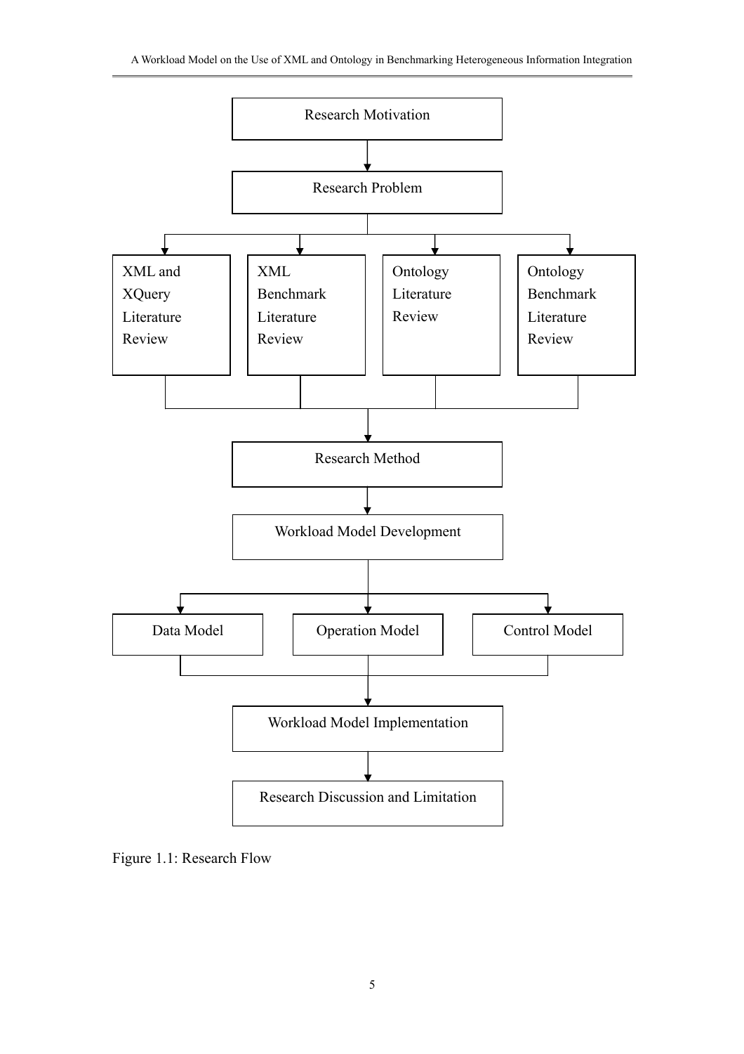Research Motivation

Research Problem

XML and XQuery Literature Review

XML Benchmark Literature Review

Ontology Literature Review

Ontology Benchmark Literature Review

Research Method

Workload Model Development

Data Model

Operation Model

Control Model

Workload Model Implementation

Research Discussion and Limitation

Figure 1.1: Research Flow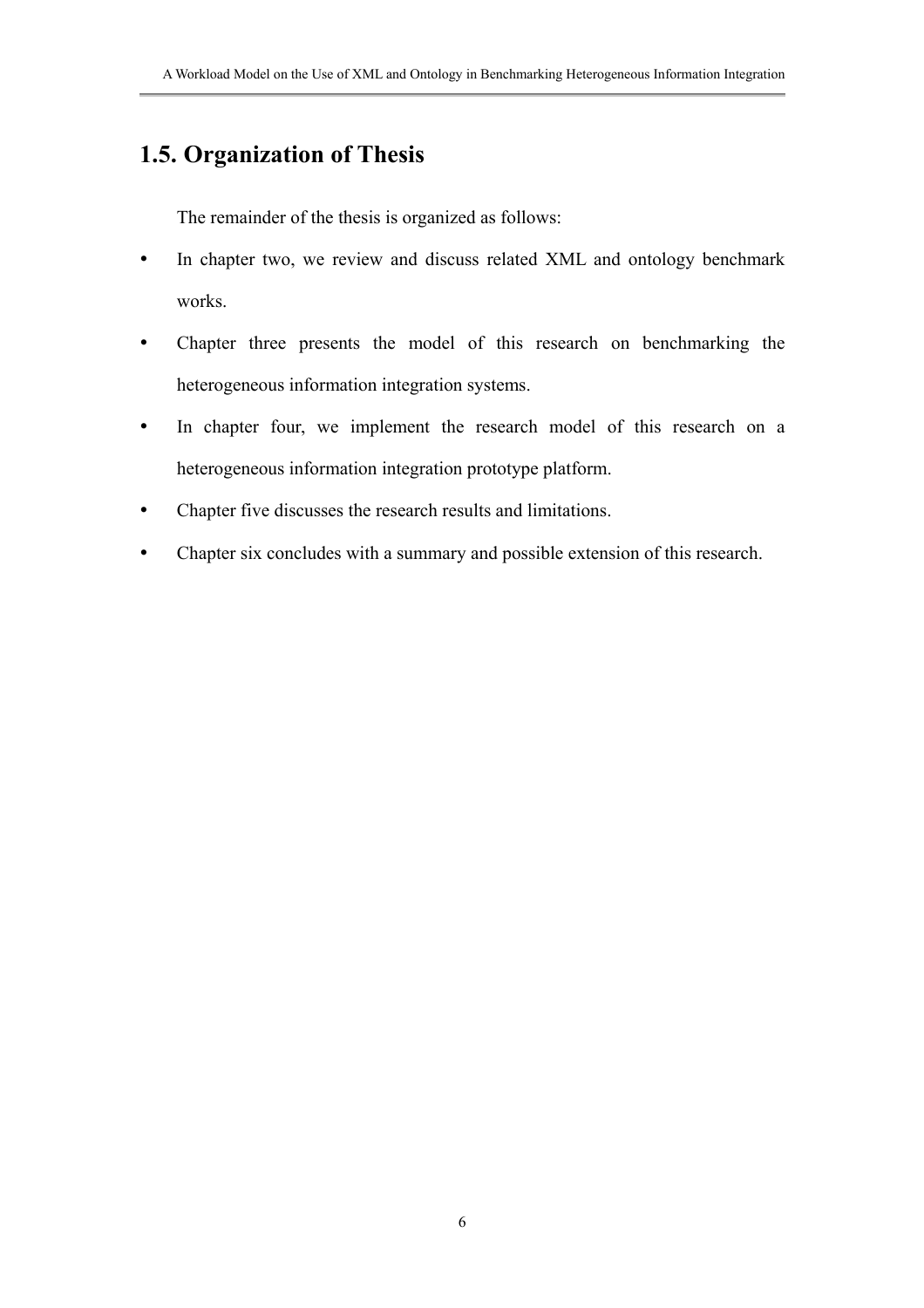## 1.5. Organization of Thesis

The remainder of the thesis is organized as follows:

- In chapter two, we review and discuss related XML and ontology benchmark works.
- Chapter three presents the model of this research on benchmarking the heterogeneous information integration systems.
- In chapter four, we implement the research model of this research on a heterogeneous information integration prototype platform.
- Chapter five discusses the research results and limitations.
- Chapter six concludes with a summary and possible extension of this research.